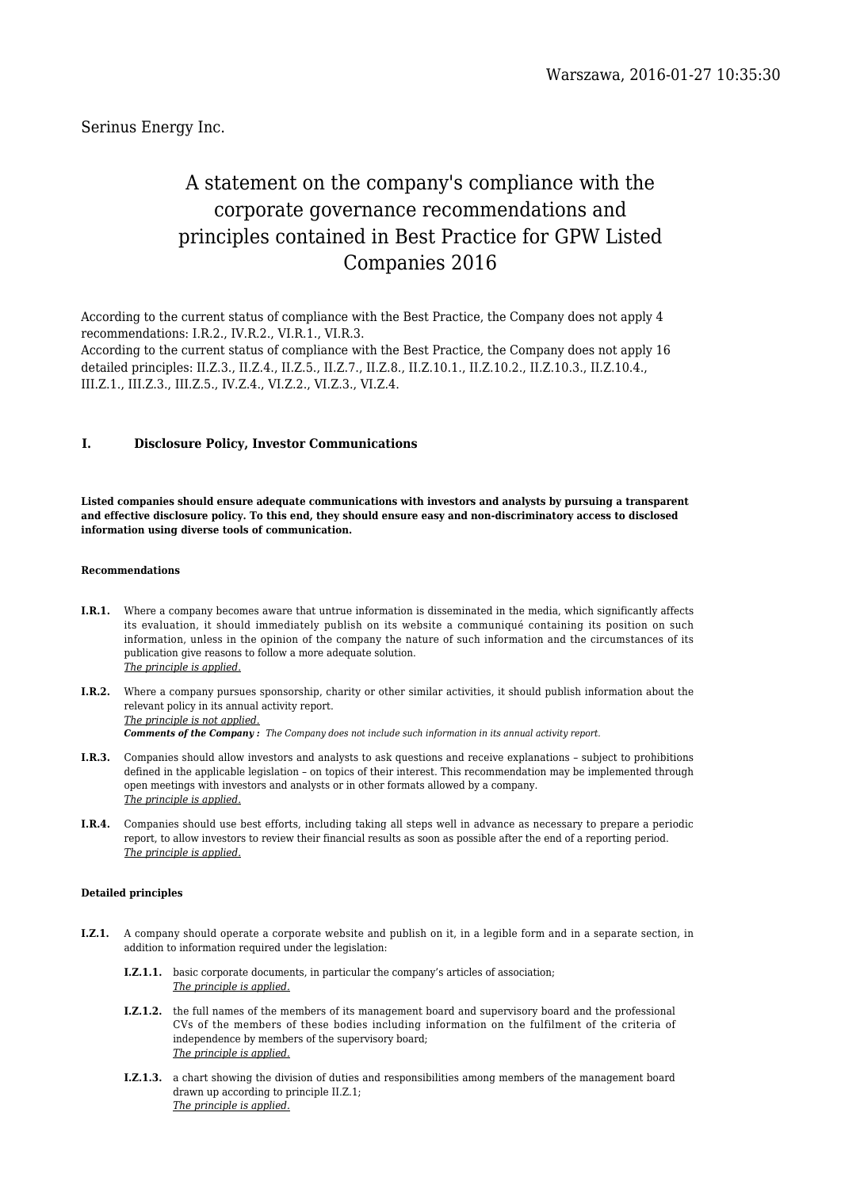Warszawa, 2016-01-27 10:35:30

Serinus Energy Inc.

# A statement on the company's compliance with the corporate governance recommendations and principles contained in Best Practice for GPW Listed Companies 2016

According to the current status of compliance with the Best Practice, the Company does not apply 4 recommendations: I.R.2., IV.R.2., VI.R.1., VI.R.3.

According to the current status of compliance with the Best Practice, the Company does not apply 16 detailed principles: II.Z.3., II.Z.4., II.Z.5., II.Z.7., II.Z.8., II.Z.10.1., II.Z.10.2., II.Z.10.3., II.Z.10.4., III.Z.1., III.Z.3., III.Z.5., IV.Z.4., VI.Z.2., VI.Z.3., VI.Z.4.

## I. Disclosure Policy, Investor Communications

**Listed companies should ensure adequate communications with investors and analysts by pursuing a transparent and effective disclosure policy. To this end, they should ensure easy and non-discriminatory access to disclosed information using diverse tools of communication.**

### Recommendations

**I.R.1.** Where a company becomes aware that untrue information is disseminated in the media, which significantly affects its evaluation, it should immediately publish on its website a communiqué containing its position on such information, unless in the opinion of the company the nature of such information and the circumstances of its publication give reasons to follow a more adequate solution.
*The principle is applied.*

**I.R.2.** Where a company pursues sponsorship, charity or other similar activities, it should publish information about the relevant policy in its annual activity report.
*The principle is not applied.*
***Comments of the Company :*** *The Company does not include such information in its annual activity report.*

**I.R.3.** Companies should allow investors and analysts to ask questions and receive explanations – subject to prohibitions defined in the applicable legislation – on topics of their interest. This recommendation may be implemented through open meetings with investors and analysts or in other formats allowed by a company.
*The principle is applied.*

**I.R.4.** Companies should use best efforts, including taking all steps well in advance as necessary to prepare a periodic report, to allow investors to review their financial results as soon as possible after the end of a reporting period.
*The principle is applied.*

### Detailed principles

**I.Z.1.** A company should operate a corporate website and publish on it, in a legible form and in a separate section, in addition to information required under the legislation:

- **I.Z.1.1.** basic corporate documents, in particular the company's articles of association;
*The principle is applied.*

- **I.Z.1.2.** the full names of the members of its management board and supervisory board and the professional CVs of the members of these bodies including information on the fulfilment of the criteria of independence by members of the supervisory board;
*The principle is applied.*

- **I.Z.1.3.** a chart showing the division of duties and responsibilities among members of the management board drawn up according to principle II.Z.1;
*The principle is applied.*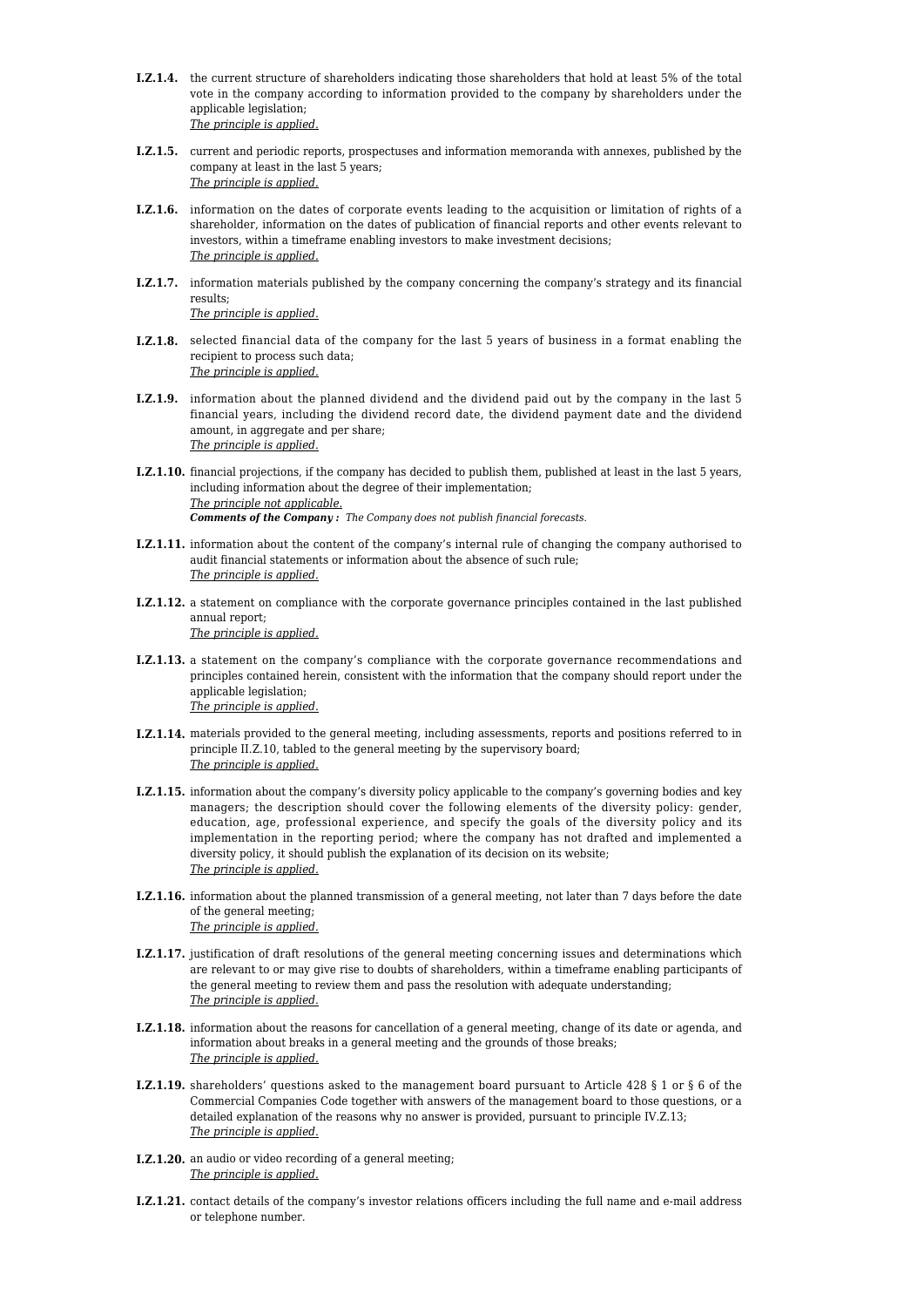**I.Z.1.4.** the current structure of shareholders indicating those shareholders that hold at least 5% of the total vote in the company according to information provided to the company by shareholders under the applicable legislation;
*The principle is applied.*

**I.Z.1.5.** current and periodic reports, prospectuses and information memoranda with annexes, published by the company at least in the last 5 years;
*The principle is applied.*

**I.Z.1.6.** information on the dates of corporate events leading to the acquisition or limitation of rights of a shareholder, information on the dates of publication of financial reports and other events relevant to investors, within a timeframe enabling investors to make investment decisions;
*The principle is applied.*

**I.Z.1.7.** information materials published by the company concerning the company's strategy and its financial results;
*The principle is applied.*

**I.Z.1.8.** selected financial data of the company for the last 5 years of business in a format enabling the recipient to process such data;
*The principle is applied.*

**I.Z.1.9.** information about the planned dividend and the dividend paid out by the company in the last 5 financial years, including the dividend record date, the dividend payment date and the dividend amount, in aggregate and per share;
*The principle is applied.*

**I.Z.1.10.** financial projections, if the company has decided to publish them, published at least in the last 5 years, including information about the degree of their implementation;
*The principle not applicable.*
***Comments of the Company :*** *The Company does not publish financial forecasts.*

**I.Z.1.11.** information about the content of the company's internal rule of changing the company authorised to audit financial statements or information about the absence of such rule;
*The principle is applied.*

**I.Z.1.12.** a statement on compliance with the corporate governance principles contained in the last published annual report;
*The principle is applied.*

**I.Z.1.13.** a statement on the company's compliance with the corporate governance recommendations and principles contained herein, consistent with the information that the company should report under the applicable legislation;
*The principle is applied.*

**I.Z.1.14.** materials provided to the general meeting, including assessments, reports and positions referred to in principle II.Z.10, tabled to the general meeting by the supervisory board;
*The principle is applied.*

**I.Z.1.15.** information about the company's diversity policy applicable to the company's governing bodies and key managers; the description should cover the following elements of the diversity policy: gender, education, age, professional experience, and specify the goals of the diversity policy and its implementation in the reporting period; where the company has not drafted and implemented a diversity policy, it should publish the explanation of its decision on its website;
*The principle is applied.*

**I.Z.1.16.** information about the planned transmission of a general meeting, not later than 7 days before the date of the general meeting;
*The principle is applied.*

**I.Z.1.17.** justification of draft resolutions of the general meeting concerning issues and determinations which are relevant to or may give rise to doubts of shareholders, within a timeframe enabling participants of the general meeting to review them and pass the resolution with adequate understanding;
*The principle is applied.*

**I.Z.1.18.** information about the reasons for cancellation of a general meeting, change of its date or agenda, and information about breaks in a general meeting and the grounds of those breaks;
*The principle is applied.*

**I.Z.1.19.** shareholders' questions asked to the management board pursuant to Article 428 § 1 or § 6 of the Commercial Companies Code together with answers of the management board to those questions, or a detailed explanation of the reasons why no answer is provided, pursuant to principle IV.Z.13;
*The principle is applied.*

**I.Z.1.20.** an audio or video recording of a general meeting;
*The principle is applied.*

**I.Z.1.21.** contact details of the company's investor relations officers including the full name and e-mail address or telephone number.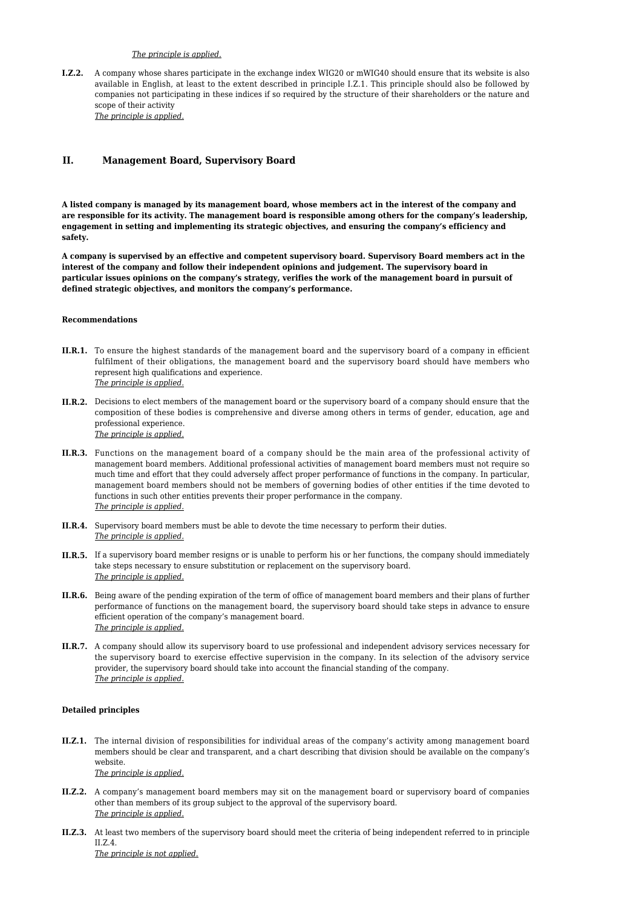*The principle is applied.*

**I.Z.2.** A company whose shares participate in the exchange index WIG20 or mWIG40 should ensure that its website is also available in English, at least to the extent described in principle I.Z.1. This principle should also be followed by companies not participating in these indices if so required by the structure of their shareholders or the nature and scope of their activity
*The principle is applied.*

## II. Management Board, Supervisory Board

**A listed company is managed by its management board, whose members act in the interest of the company and are responsible for its activity. The management board is responsible among others for the company's leadership, engagement in setting and implementing its strategic objectives, and ensuring the company's efficiency and safety.**

**A company is supervised by an effective and competent supervisory board. Supervisory Board members act in the interest of the company and follow their independent opinions and judgement. The supervisory board in particular issues opinions on the company's strategy, verifies the work of the management board in pursuit of defined strategic objectives, and monitors the company's performance.**

### Recommendations

**II.R.1.** To ensure the highest standards of the management board and the supervisory board of a company in efficient fulfilment of their obligations, the management board and the supervisory board should have members who represent high qualifications and experience.
*The principle is applied.*

**II.R.2.** Decisions to elect members of the management board or the supervisory board of a company should ensure that the composition of these bodies is comprehensive and diverse among others in terms of gender, education, age and professional experience.
*The principle is applied.*

**II.R.3.** Functions on the management board of a company should be the main area of the professional activity of management board members. Additional professional activities of management board members must not require so much time and effort that they could adversely affect proper performance of functions in the company. In particular, management board members should not be members of governing bodies of other entities if the time devoted to functions in such other entities prevents their proper performance in the company.
*The principle is applied.*

**II.R.4.** Supervisory board members must be able to devote the time necessary to perform their duties.
*The principle is applied.*

**II.R.5.** If a supervisory board member resigns or is unable to perform his or her functions, the company should immediately take steps necessary to ensure substitution or replacement on the supervisory board.
*The principle is applied.*

**II.R.6.** Being aware of the pending expiration of the term of office of management board members and their plans of further performance of functions on the management board, the supervisory board should take steps in advance to ensure efficient operation of the company's management board.
*The principle is applied.*

**II.R.7.** A company should allow its supervisory board to use professional and independent advisory services necessary for the supervisory board to exercise effective supervision in the company. In its selection of the advisory service provider, the supervisory board should take into account the financial standing of the company.
*The principle is applied.*

### Detailed principles

**II.Z.1.** The internal division of responsibilities for individual areas of the company's activity among management board members should be clear and transparent, and a chart describing that division should be available on the company's website.
*The principle is applied.*

**II.Z.2.** A company's management board members may sit on the management board or supervisory board of companies other than members of its group subject to the approval of the supervisory board.
*The principle is applied.*

**II.Z.3.** At least two members of the supervisory board should meet the criteria of being independent referred to in principle II.Z.4.
*The principle is not applied.*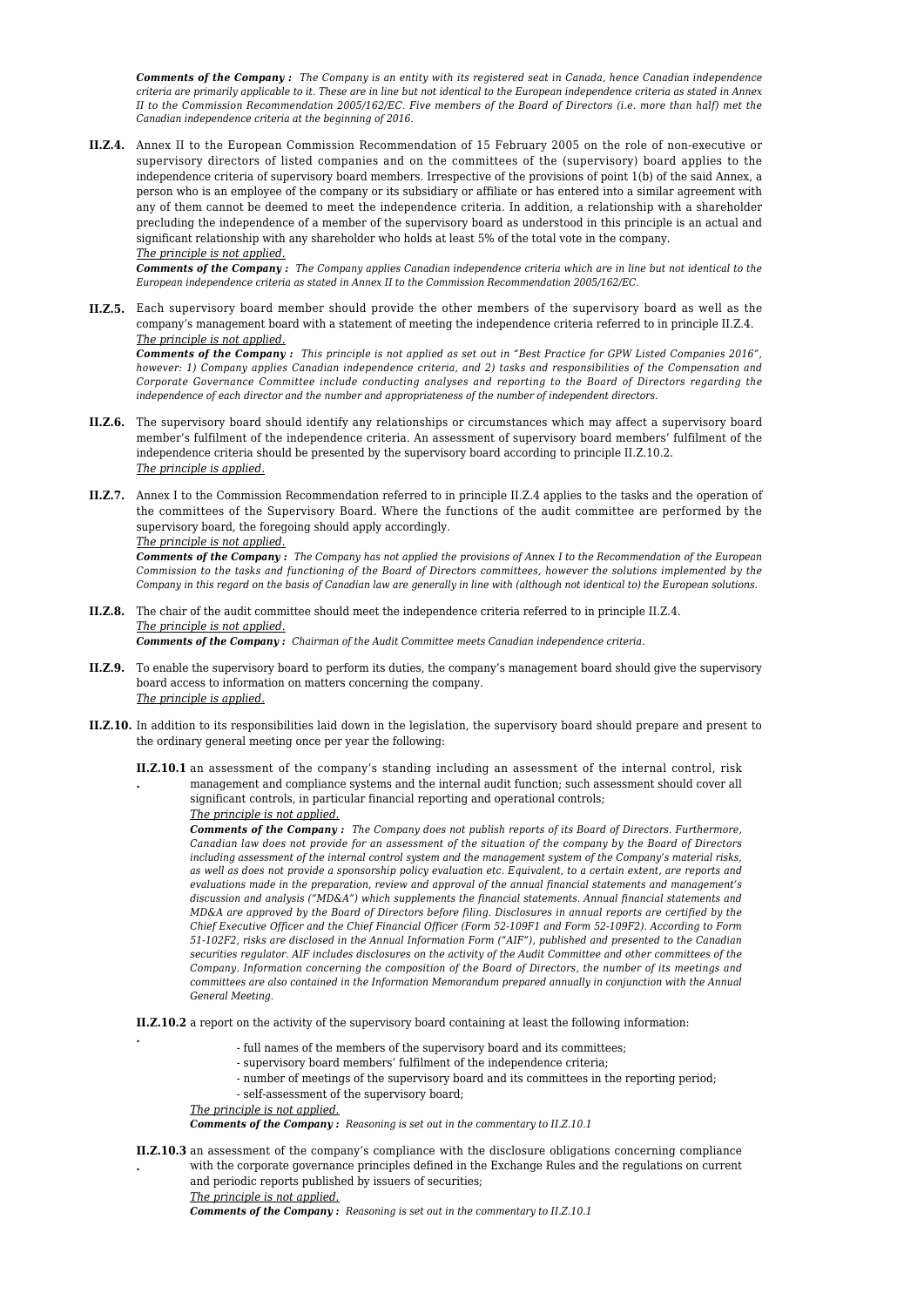***Comments of the Company :*** *The Company is an entity with its registered seat in Canada, hence Canadian independence criteria are primarily applicable to it. These are in line but not identical to the European independence criteria as stated in Annex II to the Commission Recommendation 2005/162/EC. Five members of the Board of Directors (i.e. more than half) met the Canadian independence criteria at the beginning of 2016.*

**II.Z.4.** Annex II to the European Commission Recommendation of 15 February 2005 on the role of non-executive or supervisory directors of listed companies and on the committees of the (supervisory) board applies to the independence criteria of supervisory board members. Irrespective of the provisions of point 1(b) of the said Annex, a person who is an employee of the company or its subsidiary or affiliate or has entered into a similar agreement with any of them cannot be deemed to meet the independence criteria. In addition, a relationship with a shareholder precluding the independence of a member of the supervisory board as understood in this principle is an actual and significant relationship with any shareholder who holds at least 5% of the total vote in the company.
*The principle is not applied.*
***Comments of the Company :*** *The Company applies Canadian independence criteria which are in line but not identical to the European independence criteria as stated in Annex II to the Commission Recommendation 2005/162/EC.*

**II.Z.5.** Each supervisory board member should provide the other members of the supervisory board as well as the company's management board with a statement of meeting the independence criteria referred to in principle II.Z.4.
*The principle is not applied.*
***Comments of the Company :*** *This principle is not applied as set out in "Best Practice for GPW Listed Companies 2016", however: 1) Company applies Canadian independence criteria, and 2) tasks and responsibilities of the Compensation and Corporate Governance Committee include conducting analyses and reporting to the Board of Directors regarding the independence of each director and the number and appropriateness of the number of independent directors.*

**II.Z.6.** The supervisory board should identify any relationships or circumstances which may affect a supervisory board member's fulfilment of the independence criteria. An assessment of supervisory board members' fulfilment of the independence criteria should be presented by the supervisory board according to principle II.Z.10.2.
*The principle is applied.*

**II.Z.7.** Annex I to the Commission Recommendation referred to in principle II.Z.4 applies to the tasks and the operation of the committees of the Supervisory Board. Where the functions of the audit committee are performed by the supervisory board, the foregoing should apply accordingly.
*The principle is not applied.*
***Comments of the Company :*** *The Company has not applied the provisions of Annex I to the Recommendation of the European Commission to the tasks and functioning of the Board of Directors committees, however the solutions implemented by the Company in this regard on the basis of Canadian law are generally in line with (although not identical to) the European solutions.*

**II.Z.8.** The chair of the audit committee should meet the independence criteria referred to in principle II.Z.4.
*The principle is not applied.*
***Comments of the Company :*** *Chairman of the Audit Committee meets Canadian independence criteria.*

**II.Z.9.** To enable the supervisory board to perform its duties, the company's management board should give the supervisory board access to information on matters concerning the company.
*The principle is applied.*

**II.Z.10.** In addition to its responsibilities laid down in the legislation, the supervisory board should prepare and present to the ordinary general meeting once per year the following:

**II.Z.10.1.** an assessment of the company's standing including an assessment of the internal control, risk management and compliance systems and the internal audit function; such assessment should cover all significant controls, in particular financial reporting and operational controls;
*The principle is not applied.*
***Comments of the Company :*** *The Company does not publish reports of its Board of Directors. Furthermore, Canadian law does not provide for an assessment of the situation of the company by the Board of Directors including assessment of the internal control system and the management system of the Company's material risks, as well as does not provide a sponsorship policy evaluation etc. Equivalent, to a certain extent, are reports and evaluations made in the preparation, review and approval of the annual financial statements and management's discussion and analysis ("MD&A") which supplements the financial statements. Annual financial statements and MD&A are approved by the Board of Directors before filing. Disclosures in annual reports are certified by the Chief Executive Officer and the Chief Financial Officer (Form 52-109F1 and Form 52-109F2). According to Form 51-102F2, risks are disclosed in the Annual Information Form ("AIF"), published and presented to the Canadian securities regulator. AIF includes disclosures on the activity of the Audit Committee and other committees of the Company. Information concerning the composition of the Board of Directors, the number of its meetings and committees are also contained in the Information Memorandum prepared annually in conjunction with the Annual General Meeting.*

**II.Z.10.2.** a report on the activity of the supervisory board containing at least the following information:

- full names of the members of the supervisory board and its committees;
- supervisory board members' fulfilment of the independence criteria;
- number of meetings of the supervisory board and its committees in the reporting period;
- self-assessment of the supervisory board;

*The principle is not applied.*
***Comments of the Company :*** *Reasoning is set out in the commentary to II.Z.10.1*

**II.Z.10.3.** an assessment of the company's compliance with the disclosure obligations concerning compliance with the corporate governance principles defined in the Exchange Rules and the regulations on current and periodic reports published by issuers of securities;
*The principle is not applied.*
***Comments of the Company :*** *Reasoning is set out in the commentary to II.Z.10.1*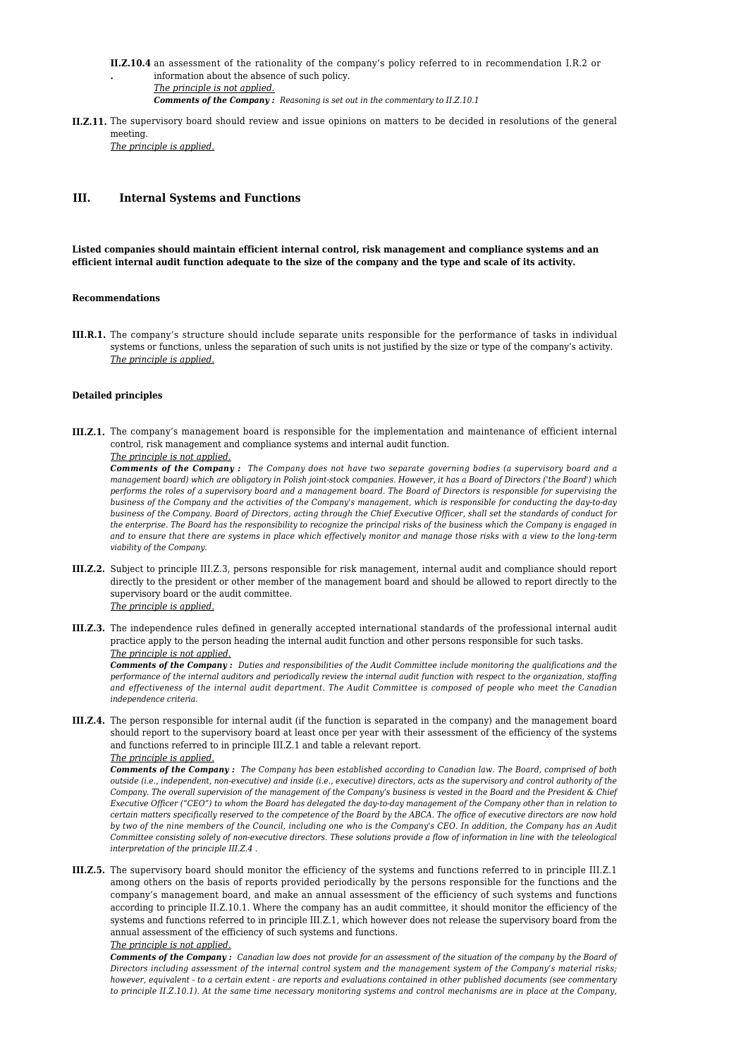**II.Z.10.4.** an assessment of the rationality of the company's policy referred to in recommendation I.R.2 or information about the absence of such policy.

_The principle is not applied._

***Comments of the Company :*** *Reasoning is set out in the commentary to II.Z.10.1*

**II.Z.11.** The supervisory board should review and issue opinions on matters to be decided in resolutions of the general meeting.

_The principle is applied._

## III. Internal Systems and Functions

**Listed companies should maintain efficient internal control, risk management and compliance systems and an efficient internal audit function adequate to the size of the company and the type and scale of its activity.**

#### Recommendations

**III.R.1.** The company's structure should include separate units responsible for the performance of tasks in individual systems or functions, unless the separation of such units is not justified by the size or type of the company's activity.

_The principle is applied._

#### Detailed principles

**III.Z.1.** The company's management board is responsible for the implementation and maintenance of efficient internal control, risk management and compliance systems and internal audit function.

_The principle is not applied._

***Comments of the Company :*** *The Company does not have two separate governing bodies (a supervisory board and a management board) which are obligatory in Polish joint-stock companies. However, it has a Board of Directors ('the Board') which performs the roles of a supervisory board and a management board. The Board of Directors is responsible for supervising the business of the Company and the activities of the Company's management, which is responsible for conducting the day-to-day business of the Company. Board of Directors, acting through the Chief Executive Officer, shall set the standards of conduct for the enterprise. The Board has the responsibility to recognize the principal risks of the business which the Company is engaged in and to ensure that there are systems in place which effectively monitor and manage those risks with a view to the long-term viability of the Company.*

**III.Z.2.** Subject to principle III.Z.3, persons responsible for risk management, internal audit and compliance should report directly to the president or other member of the management board and should be allowed to report directly to the supervisory board or the audit committee.

_The principle is applied._

**III.Z.3.** The independence rules defined in generally accepted international standards of the professional internal audit practice apply to the person heading the internal audit function and other persons responsible for such tasks.

_The principle is not applied._

***Comments of the Company :*** *Duties and responsibilities of the Audit Committee include monitoring the qualifications and the performance of the internal auditors and periodically review the internal audit function with respect to the organization, staffing and effectiveness of the internal audit department. The Audit Committee is composed of people who meet the Canadian independence criteria.*

**III.Z.4.** The person responsible for internal audit (if the function is separated in the company) and the management board should report to the supervisory board at least once per year with their assessment of the efficiency of the systems and functions referred to in principle III.Z.1 and table a relevant report.

_The principle is applied._

***Comments of the Company :*** *The Company has been established according to Canadian law. The Board, comprised of both outside (i.e., independent, non-executive) and inside (i.e., executive) directors, acts as the supervisory and control authority of the Company. The overall supervision of the management of the Company's business is vested in the Board and the President & Chief Executive Officer ("CEO") to whom the Board has delegated the day-to-day management of the Company other than in relation to certain matters specifically reserved to the competence of the Board by the ABCA. The office of executive directors are now hold by two of the nine members of the Council, including one who is the Company's CEO. In addition, the Company has an Audit Committee consisting solely of non-executive directors. These solutions provide a flow of information in line with the teleological interpretation of the principle III.Z.4 .*

**III.Z.5.** The supervisory board should monitor the efficiency of the systems and functions referred to in principle III.Z.1 among others on the basis of reports provided periodically by the persons responsible for the functions and the company's management board, and make an annual assessment of the efficiency of such systems and functions according to principle II.Z.10.1. Where the company has an audit committee, it should monitor the efficiency of the systems and functions referred to in principle III.Z.1, which however does not release the supervisory board from the annual assessment of the efficiency of such systems and functions.

_The principle is not applied._

***Comments of the Company :*** *Canadian law does not provide for an assessment of the situation of the company by the Board of Directors including assessment of the internal control system and the management system of the Company's material risks; however, equivalent - to a certain extent - are reports and evaluations contained in other published documents (see commentary to principle II.Z.10.1). At the same time necessary monitoring systems and control mechanisms are in place at the Company,*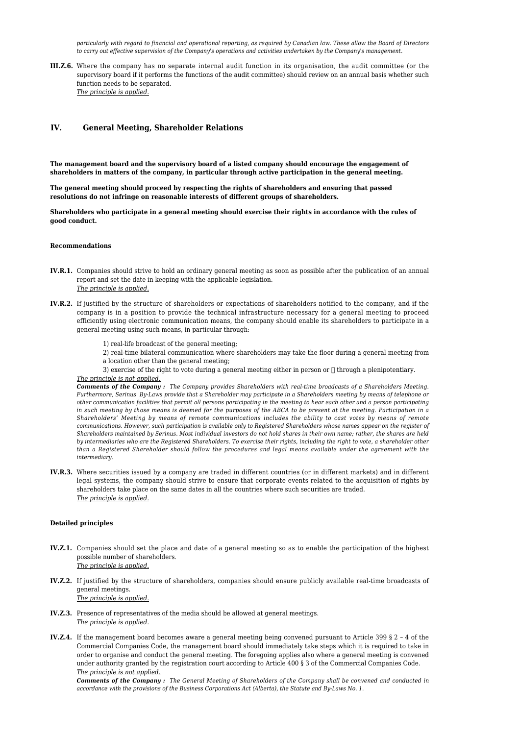*particularly with regard to financial and operational reporting, as required by Canadian law. These allow the Board of Directors to carry out effective supervision of the Company's operations and activities undertaken by the Company's management.*

**III.Z.6.** Where the company has no separate internal audit function in its organisation, the audit committee (or the supervisory board if it performs the functions of the audit committee) should review on an annual basis whether such function needs to be separated.
*The principle is applied.*

## IV. General Meeting, Shareholder Relations

**The management board and the supervisory board of a listed company should encourage the engagement of shareholders in matters of the company, in particular through active participation in the general meeting.**

**The general meeting should proceed by respecting the rights of shareholders and ensuring that passed resolutions do not infringe on reasonable interests of different groups of shareholders.**

**Shareholders who participate in a general meeting should exercise their rights in accordance with the rules of good conduct.**

#### Recommendations

**IV.R.1.** Companies should strive to hold an ordinary general meeting as soon as possible after the publication of an annual report and set the date in keeping with the applicable legislation.
*The principle is applied.*

**IV.R.2.** If justified by the structure of shareholders or expectations of shareholders notified to the company, and if the company is in a position to provide the technical infrastructure necessary for a general meeting to proceed efficiently using electronic communication means, the company should enable its shareholders to participate in a general meeting using such means, in particular through:

1) real-life broadcast of the general meeting;
2) real-time bilateral communication where shareholders may take the floor during a general meeting from a location other than the general meeting;
3) exercise of the right to vote during a general meeting either in person or  through a plenipotentiary.

*The principle is not applied.*
***Comments of the Company :*** *The Company provides Shareholders with real-time broadcasts of a Shareholders Meeting. Furthermore, Serinus' By-Laws provide that a Shareholder may participate in a Shareholders meeting by means of telephone or other communication facilities that permit all persons participating in the meeting to hear each other and a person participating in such meeting by those means is deemed for the purposes of the ABCA to be present at the meeting. Participation in a Shareholders' Meeting by means of remote communications includes the ability to cast votes by means of remote communications. However, such participation is available only to Registered Shareholders whose names appear on the register of Shareholders maintained by Serinus. Most individual investors do not hold shares in their own name; rather, the shares are held by intermediaries who are the Registered Shareholders. To exercise their rights, including the right to vote, a shareholder other than a Registered Shareholder should follow the procedures and legal means available under the agreement with the intermediary.*

**IV.R.3.** Where securities issued by a company are traded in different countries (or in different markets) and in different legal systems, the company should strive to ensure that corporate events related to the acquisition of rights by shareholders take place on the same dates in all the countries where such securities are traded.
*The principle is applied.*

#### Detailed principles

**IV.Z.1.** Companies should set the place and date of a general meeting so as to enable the participation of the highest possible number of shareholders.
*The principle is applied.*

**IV.Z.2.** If justified by the structure of shareholders, companies should ensure publicly available real-time broadcasts of general meetings.
*The principle is applied.*

**IV.Z.3.** Presence of representatives of the media should be allowed at general meetings.
*The principle is applied.*

**IV.Z.4.** If the management board becomes aware a general meeting being convened pursuant to Article 399 § 2 – 4 of the Commercial Companies Code, the management board should immediately take steps which it is required to take in order to organise and conduct the general meeting. The foregoing applies also where a general meeting is convened under authority granted by the registration court according to Article 400 § 3 of the Commercial Companies Code.
*The principle is not applied.*
***Comments of the Company :*** *The General Meeting of Shareholders of the Company shall be convened and conducted in accordance with the provisions of the Business Corporations Act (Alberta), the Statute and By-Laws No. 1.*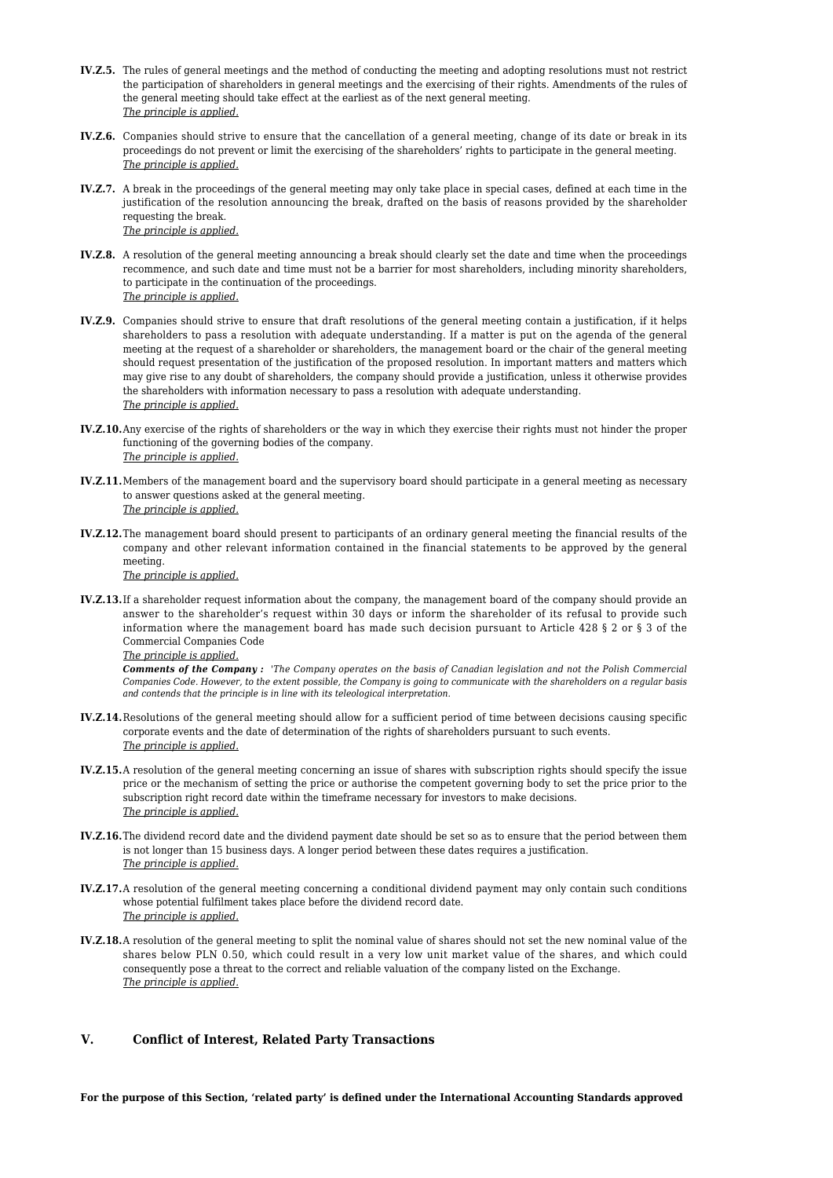**IV.Z.5.** The rules of general meetings and the method of conducting the meeting and adopting resolutions must not restrict the participation of shareholders in general meetings and the exercising of their rights. Amendments of the rules of the general meeting should take effect at the earliest as of the next general meeting.
*The principle is applied.*

**IV.Z.6.** Companies should strive to ensure that the cancellation of a general meeting, change of its date or break in its proceedings do not prevent or limit the exercising of the shareholders' rights to participate in the general meeting.
*The principle is applied.*

**IV.Z.7.** A break in the proceedings of the general meeting may only take place in special cases, defined at each time in the justification of the resolution announcing the break, drafted on the basis of reasons provided by the shareholder requesting the break.
*The principle is applied.*

**IV.Z.8.** A resolution of the general meeting announcing a break should clearly set the date and time when the proceedings recommence, and such date and time must not be a barrier for most shareholders, including minority shareholders, to participate in the continuation of the proceedings.
*The principle is applied.*

**IV.Z.9.** Companies should strive to ensure that draft resolutions of the general meeting contain a justification, if it helps shareholders to pass a resolution with adequate understanding. If a matter is put on the agenda of the general meeting at the request of a shareholder or shareholders, the management board or the chair of the general meeting should request presentation of the justification of the proposed resolution. In important matters and matters which may give rise to any doubt of shareholders, the company should provide a justification, unless it otherwise provides the shareholders with information necessary to pass a resolution with adequate understanding.
*The principle is applied.*

**IV.Z.10.** Any exercise of the rights of shareholders or the way in which they exercise their rights must not hinder the proper functioning of the governing bodies of the company.
*The principle is applied.*

**IV.Z.11.** Members of the management board and the supervisory board should participate in a general meeting as necessary to answer questions asked at the general meeting.
*The principle is applied.*

**IV.Z.12.** The management board should present to participants of an ordinary general meeting the financial results of the company and other relevant information contained in the financial statements to be approved by the general meeting.
*The principle is applied.*

**IV.Z.13.** If a shareholder request information about the company, the management board of the company should provide an answer to the shareholder's request within 30 days or inform the shareholder of its refusal to provide such information where the management board has made such decision pursuant to Article 428 § 2 or § 3 of the Commercial Companies Code
*The principle is applied.*
***Comments of the Company :*** *'The Company operates on the basis of Canadian legislation and not the Polish Commercial Companies Code. However, to the extent possible, the Company is going to communicate with the shareholders on a regular basis and contends that the principle is in line with its teleological interpretation.*

**IV.Z.14.** Resolutions of the general meeting should allow for a sufficient period of time between decisions causing specific corporate events and the date of determination of the rights of shareholders pursuant to such events.
*The principle is applied.*

**IV.Z.15.** A resolution of the general meeting concerning an issue of shares with subscription rights should specify the issue price or the mechanism of setting the price or authorise the competent governing body to set the price prior to the subscription right record date within the timeframe necessary for investors to make decisions.
*The principle is applied.*

**IV.Z.16.** The dividend record date and the dividend payment date should be set so as to ensure that the period between them is not longer than 15 business days. A longer period between these dates requires a justification.
*The principle is applied.*

**IV.Z.17.** A resolution of the general meeting concerning a conditional dividend payment may only contain such conditions whose potential fulfilment takes place before the dividend record date.
*The principle is applied.*

**IV.Z.18.** A resolution of the general meeting to split the nominal value of shares should not set the new nominal value of the shares below PLN 0.50, which could result in a very low unit market value of the shares, and which could consequently pose a threat to the correct and reliable valuation of the company listed on the Exchange.
*The principle is applied.*

## V. Conflict of Interest, Related Party Transactions

**For the purpose of this Section, 'related party' is defined under the International Accounting Standards approved**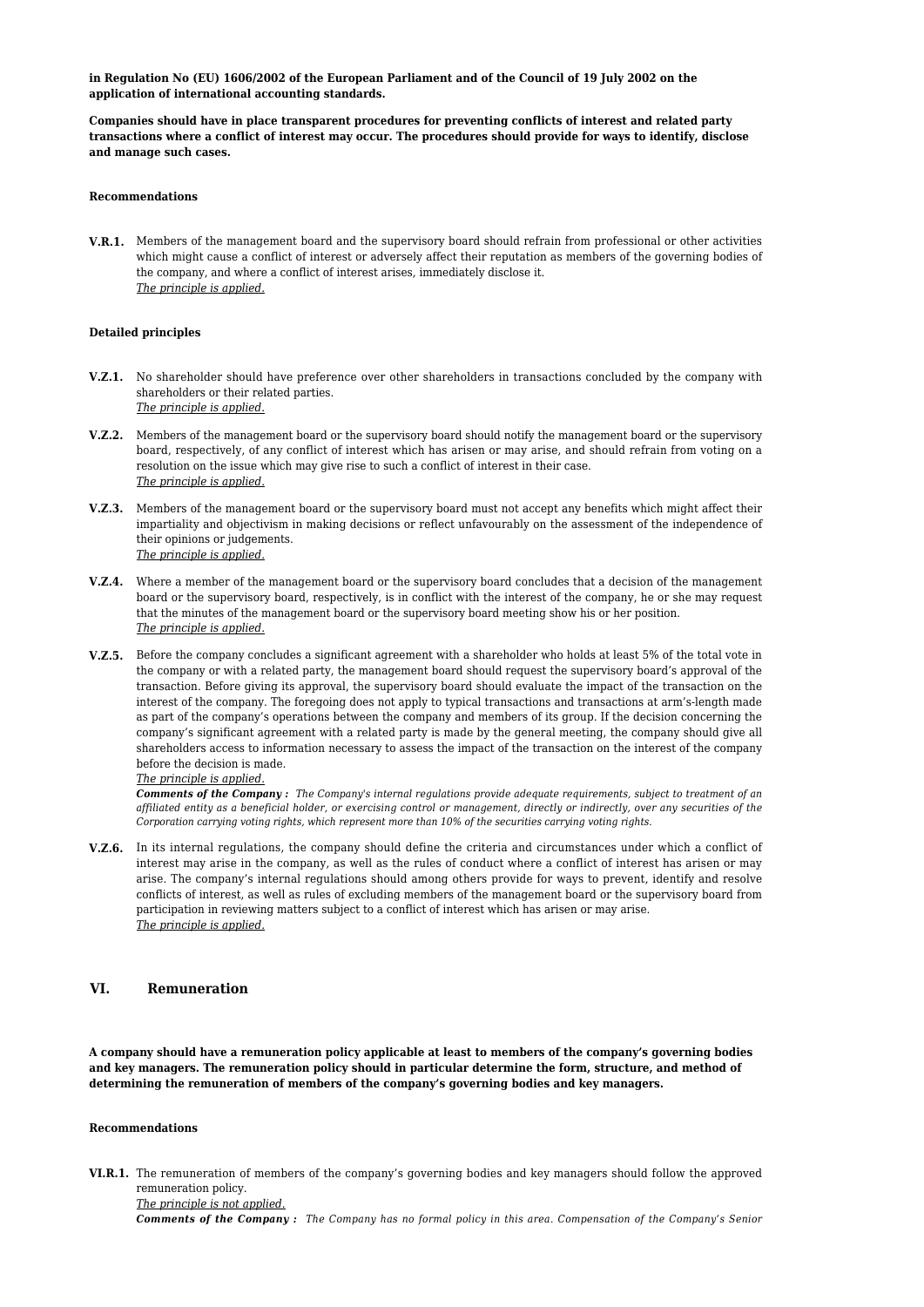**in Regulation No (EU) 1606/2002 of the European Parliament and of the Council of 19 July 2002 on the application of international accounting standards.**

**Companies should have in place transparent procedures for preventing conflicts of interest and related party transactions where a conflict of interest may occur. The procedures should provide for ways to identify, disclose and manage such cases.**

**Recommendations**

**V.R.1.** Members of the management board and the supervisory board should refrain from professional or other activities which might cause a conflict of interest or adversely affect their reputation as members of the governing bodies of the company, and where a conflict of interest arises, immediately disclose it.
*The principle is applied.*

**Detailed principles**

**V.Z.1.** No shareholder should have preference over other shareholders in transactions concluded by the company with shareholders or their related parties.
*The principle is applied.*

**V.Z.2.** Members of the management board or the supervisory board should notify the management board or the supervisory board, respectively, of any conflict of interest which has arisen or may arise, and should refrain from voting on a resolution on the issue which may give rise to such a conflict of interest in their case.
*The principle is applied.*

**V.Z.3.** Members of the management board or the supervisory board must not accept any benefits which might affect their impartiality and objectivism in making decisions or reflect unfavourably on the assessment of the independence of their opinions or judgements.
*The principle is applied.*

**V.Z.4.** Where a member of the management board or the supervisory board concludes that a decision of the management board or the supervisory board, respectively, is in conflict with the interest of the company, he or she may request that the minutes of the management board or the supervisory board meeting show his or her position.
*The principle is applied.*

**V.Z.5.** Before the company concludes a significant agreement with a shareholder who holds at least 5% of the total vote in the company or with a related party, the management board should request the supervisory board's approval of the transaction. Before giving its approval, the supervisory board should evaluate the impact of the transaction on the interest of the company. The foregoing does not apply to typical transactions and transactions at arm's-length made as part of the company's operations between the company and members of its group. If the decision concerning the company's significant agreement with a related party is made by the general meeting, the company should give all shareholders access to information necessary to assess the impact of the transaction on the interest of the company before the decision is made.
*The principle is applied.*
***Comments of the Company :*** *The Company's internal regulations provide adequate requirements, subject to treatment of an affiliated entity as a beneficial holder, or exercising control or management, directly or indirectly, over any securities of the Corporation carrying voting rights, which represent more than 10% of the securities carrying voting rights.*

**V.Z.6.** In its internal regulations, the company should define the criteria and circumstances under which a conflict of interest may arise in the company, as well as the rules of conduct where a conflict of interest has arisen or may arise. The company's internal regulations should among others provide for ways to prevent, identify and resolve conflicts of interest, as well as rules of excluding members of the management board or the supervisory board from participation in reviewing matters subject to a conflict of interest which has arisen or may arise.
*The principle is applied.*

## VI. Remuneration

**A company should have a remuneration policy applicable at least to members of the company's governing bodies and key managers. The remuneration policy should in particular determine the form, structure, and method of determining the remuneration of members of the company's governing bodies and key managers.**

**Recommendations**

**VI.R.1.** The remuneration of members of the company's governing bodies and key managers should follow the approved remuneration policy.
*The principle is not applied.*
***Comments of the Company :*** *The Company has no formal policy in this area. Compensation of the Company's Senior*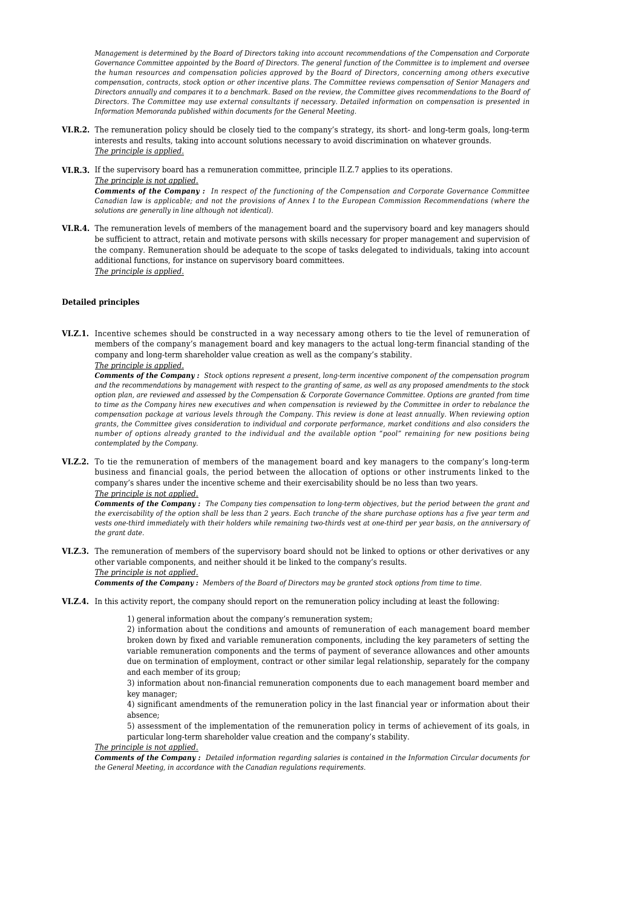*Management is determined by the Board of Directors taking into account recommendations of the Compensation and Corporate Governance Committee appointed by the Board of Directors. The general function of the Committee is to implement and oversee the human resources and compensation policies approved by the Board of Directors, concerning among others executive compensation, contracts, stock option or other incentive plans. The Committee reviews compensation of Senior Managers and Directors annually and compares it to a benchmark. Based on the review, the Committee gives recommendations to the Board of Directors. The Committee may use external consultants if necessary. Detailed information on compensation is presented in Information Memoranda published within documents for the General Meeting.*

**VI.R.2.** The remuneration policy should be closely tied to the company's strategy, its short- and long-term goals, long-term interests and results, taking into account solutions necessary to avoid discrimination on whatever grounds.
*The principle is applied.*

**VI.R.3.** If the supervisory board has a remuneration committee, principle II.Z.7 applies to its operations.
*The principle is not applied.*
***Comments of the Company :*** *In respect of the functioning of the Compensation and Corporate Governance Committee Canadian law is applicable; and not the provisions of Annex I to the European Commission Recommendations (where the solutions are generally in line although not identical).*

**VI.R.4.** The remuneration levels of members of the management board and the supervisory board and key managers should be sufficient to attract, retain and motivate persons with skills necessary for proper management and supervision of the company. Remuneration should be adequate to the scope of tasks delegated to individuals, taking into account additional functions, for instance on supervisory board committees.
*The principle is applied.*

**Detailed principles**

**VI.Z.1.** Incentive schemes should be constructed in a way necessary among others to tie the level of remuneration of members of the company's management board and key managers to the actual long-term financial standing of the company and long-term shareholder value creation as well as the company's stability.
*The principle is applied.*
***Comments of the Company :*** *Stock options represent a present, long-term incentive component of the compensation program and the recommendations by management with respect to the granting of same, as well as any proposed amendments to the stock option plan, are reviewed and assessed by the Compensation & Corporate Governance Committee. Options are granted from time to time as the Company hires new executives and when compensation is reviewed by the Committee in order to rebalance the compensation package at various levels through the Company. This review is done at least annually. When reviewing option grants, the Committee gives consideration to individual and corporate performance, market conditions and also considers the number of options already granted to the individual and the available option "pool" remaining for new positions being contemplated by the Company.*

**VI.Z.2.** To tie the remuneration of members of the management board and key managers to the company's long-term business and financial goals, the period between the allocation of options or other instruments linked to the company's shares under the incentive scheme and their exercisability should be no less than two years.
*The principle is not applied.*
***Comments of the Company :*** *The Company ties compensation to long-term objectives, but the period between the grant and the exercisability of the option shall be less than 2 years. Each tranche of the share purchase options has a five year term and vests one-third immediately with their holders while remaining two-thirds vest at one-third per year basis, on the anniversary of the grant date.*

**VI.Z.3.** The remuneration of members of the supervisory board should not be linked to options or other derivatives or any other variable components, and neither should it be linked to the company's results.
*The principle is not applied.*
***Comments of the Company :*** *Members of the Board of Directors may be granted stock options from time to time.*

**VI.Z.4.** In this activity report, the company should report on the remuneration policy including at least the following:

1) general information about the company's remuneration system;
2) information about the conditions and amounts of remuneration of each management board member broken down by fixed and variable remuneration components, including the key parameters of setting the variable remuneration components and the terms of payment of severance allowances and other amounts due on termination of employment, contract or other similar legal relationship, separately for the company and each member of its group;
3) information about non-financial remuneration components due to each management board member and key manager;
4) significant amendments of the remuneration policy in the last financial year or information about their absence;
5) assessment of the implementation of the remuneration policy in terms of achievement of its goals, in particular long-term shareholder value creation and the company's stability.

*The principle is not applied.*
***Comments of the Company :*** *Detailed information regarding salaries is contained in the Information Circular documents for the General Meeting, in accordance with the Canadian regulations requirements.*